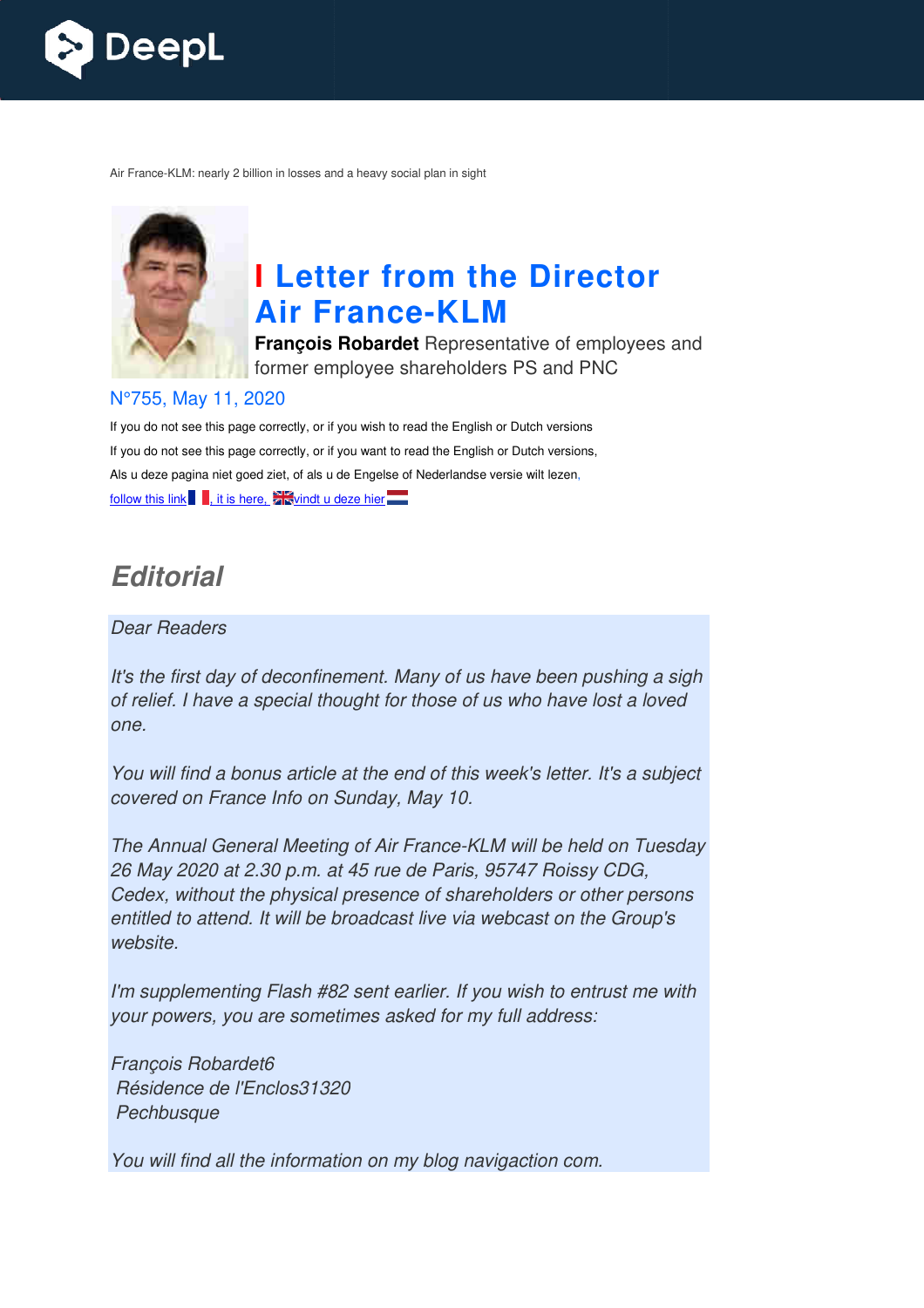Air France-KLM: nearly 2 billion in losses and a heavy social plan in sight

# I Letter from the Director Air France-KLM

**François Robardet** Representative of employees and former employee shareholders PS and PNC

N°755, May 11, 2020

If you do not see this page correctly, or if you wish to read the English or Dutch versions

If you do not see this page correctly, or if you want to read the English or Dutch versions,

Als u deze pagina niet goed ziet, of als u de Engelse of Nederlandse versie wilt lezen,

follow this link, it is here, vindt u deze hier

## *Editorial*

*Dear Readers*

*It's the first day of deconfinement. Many of us have been pushing a sigh of relief. I have a special thought for those of us who have lost a loved one.*

*You will find a bonus article at the end of this week's letter. It's a subject covered on France Info on Sunday, May 10.*

*The Annual General Meeting of Air France-KLM will be held on Tuesday 26 May 2020 at 2.30 p.m. at 45 rue de Paris, 95747 Roissy CDG, Cedex, without the physical presence of shareholders or other persons entitled to attend. It will be broadcast live via webcast on the Group's website.*

*I'm supplementing Flash #82 sent earlier. If you wish to entrust me with your powers, you are sometimes asked for my full address:*

*François Robardet6*
*Résidence de l'Enclos31320*
*Pechbusque*

*You will find all the information on my blog navigaction com.*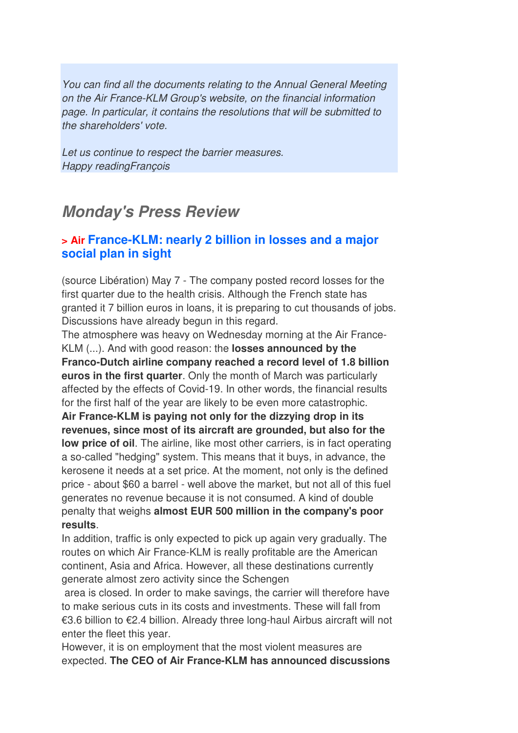*You can find all the documents relating to the Annual General Meeting on the Air France-KLM Group's website, on the financial information page. In particular, it contains the resolutions that will be submitted to the shareholders' vote.*

*Let us continue to respect the barrier measures.*
*Happy readingFrançois*

## Monday's Press Review

### > Air France-KLM: nearly 2 billion in losses and a major social plan in sight

(source Libération) May 7 - The company posted record losses for the first quarter due to the health crisis. Although the French state has granted it 7 billion euros in loans, it is preparing to cut thousands of jobs. Discussions have already begun in this regard.
The atmosphere was heavy on Wednesday morning at the Air France-KLM (...). And with good reason: the **losses announced by the Franco-Dutch airline company reached a record level of 1.8 billion euros in the first quarter**. Only the month of March was particularly affected by the effects of Covid-19. In other words, the financial results for the first half of the year are likely to be even more catastrophic.
**Air France-KLM is paying not only for the dizzying drop in its revenues, since most of its aircraft are grounded, but also for the low price of oil**. The airline, like most other carriers, is in fact operating a so-called "hedging" system. This means that it buys, in advance, the kerosene it needs at a set price. At the moment, not only is the defined price - about $60 a barrel - well above the market, but not all of this fuel generates no revenue because it is not consumed. A kind of double penalty that weighs **almost EUR 500 million in the company's poor results**.
In addition, traffic is only expected to pick up again very gradually. The routes on which Air France-KLM is really profitable are the American continent, Asia and Africa. However, all these destinations currently generate almost zero activity since the Schengen area is closed. In order to make savings, the carrier will therefore have to make serious cuts in its costs and investments. These will fall from €3.6 billion to €2.4 billion. Already three long-haul Airbus aircraft will not enter the fleet this year.
However, it is on employment that the most violent measures are expected. **The CEO of Air France-KLM has announced discussions**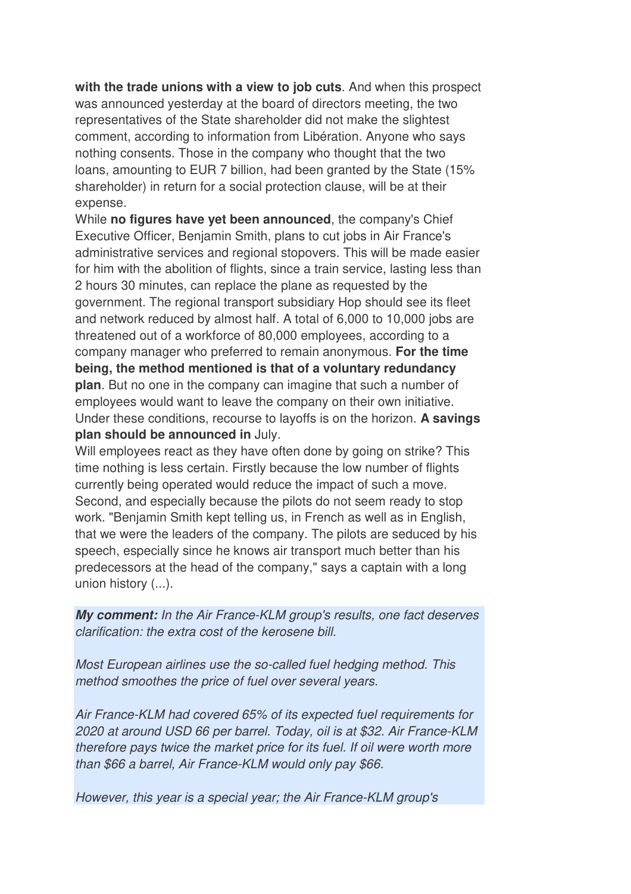**with the trade unions with a view to job cuts**. And when this prospect was announced yesterday at the board of directors meeting, the two representatives of the State shareholder did not make the slightest comment, according to information from Libération. Anyone who says nothing consents. Those in the company who thought that the two loans, amounting to EUR 7 billion, had been granted by the State (15% shareholder) in return for a social protection clause, will be at their expense.

While **no figures have yet been announced**, the company's Chief Executive Officer, Benjamin Smith, plans to cut jobs in Air France's administrative services and regional stopovers. This will be made easier for him with the abolition of flights, since a train service, lasting less than 2 hours 30 minutes, can replace the plane as requested by the government. The regional transport subsidiary Hop should see its fleet and network reduced by almost half. A total of 6,000 to 10,000 jobs are threatened out of a workforce of 80,000 employees, according to a company manager who preferred to remain anonymous. **For the time being, the method mentioned is that of a voluntary redundancy plan**. But no one in the company can imagine that such a number of employees would want to leave the company on their own initiative. Under these conditions, recourse to layoffs is on the horizon. **A savings plan should be announced in** July.

Will employees react as they have often done by going on strike? This time nothing is less certain. Firstly because the low number of flights currently being operated would reduce the impact of such a move. Second, and especially because the pilots do not seem ready to stop work. "Benjamin Smith kept telling us, in French as well as in English, that we were the leaders of the company. The pilots are seduced by his speech, especially since he knows air transport much better than his predecessors at the head of the company," says a captain with a long union history (...).

***My comment:*** *In the Air France-KLM group's results, one fact deserves clarification: the extra cost of the kerosene bill.*

*Most European airlines use the so-called fuel hedging method. This method smoothes the price of fuel over several years.*

*Air France-KLM had covered 65% of its expected fuel requirements for 2020 at around USD 66 per barrel. Today, oil is at $32. Air France-KLM therefore pays twice the market price for its fuel. If oil were worth more than $66 a barrel, Air France-KLM would only pay $66.*

*However, this year is a special year; the Air France-KLM group's*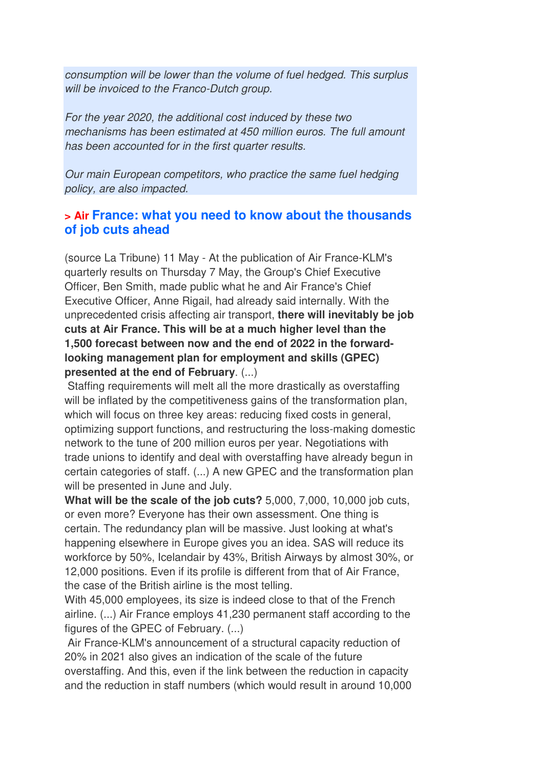*consumption will be lower than the volume of fuel hedged. This surplus will be invoiced to the Franco-Dutch group.*

*For the year 2020, the additional cost induced by these two mechanisms has been estimated at 450 million euros. The full amount has been accounted for in the first quarter results.*

*Our main European competitors, who practice the same fuel hedging policy, are also impacted.*

## > Air France: what you need to know about the thousands of job cuts ahead

(source La Tribune) 11 May - At the publication of Air France-KLM's quarterly results on Thursday 7 May, the Group's Chief Executive Officer, Ben Smith, made public what he and Air France's Chief Executive Officer, Anne Rigail, had already said internally. With the unprecedented crisis affecting air transport, **there will inevitably be job cuts at Air France. This will be at a much higher level than the 1,500 forecast between now and the end of 2022 in the forward-looking management plan for employment and skills (GPEC) presented at the end of February**. (...)

Staffing requirements will melt all the more drastically as overstaffing will be inflated by the competitiveness gains of the transformation plan, which will focus on three key areas: reducing fixed costs in general, optimizing support functions, and restructuring the loss-making domestic network to the tune of 200 million euros per year. Negotiations with trade unions to identify and deal with overstaffing have already begun in certain categories of staff. (...) A new GPEC and the transformation plan will be presented in June and July.

**What will be the scale of the job cuts?** 5,000, 7,000, 10,000 job cuts, or even more? Everyone has their own assessment. One thing is certain. The redundancy plan will be massive. Just looking at what's happening elsewhere in Europe gives you an idea. SAS will reduce its workforce by 50%, Icelandair by 43%, British Airways by almost 30%, or 12,000 positions. Even if its profile is different from that of Air France, the case of the British airline is the most telling.

With 45,000 employees, its size is indeed close to that of the French airline. (...) Air France employs 41,230 permanent staff according to the figures of the GPEC of February. (...)

Air France-KLM's announcement of a structural capacity reduction of 20% in 2021 also gives an indication of the scale of the future overstaffing. And this, even if the link between the reduction in capacity and the reduction in staff numbers (which would result in around 10,000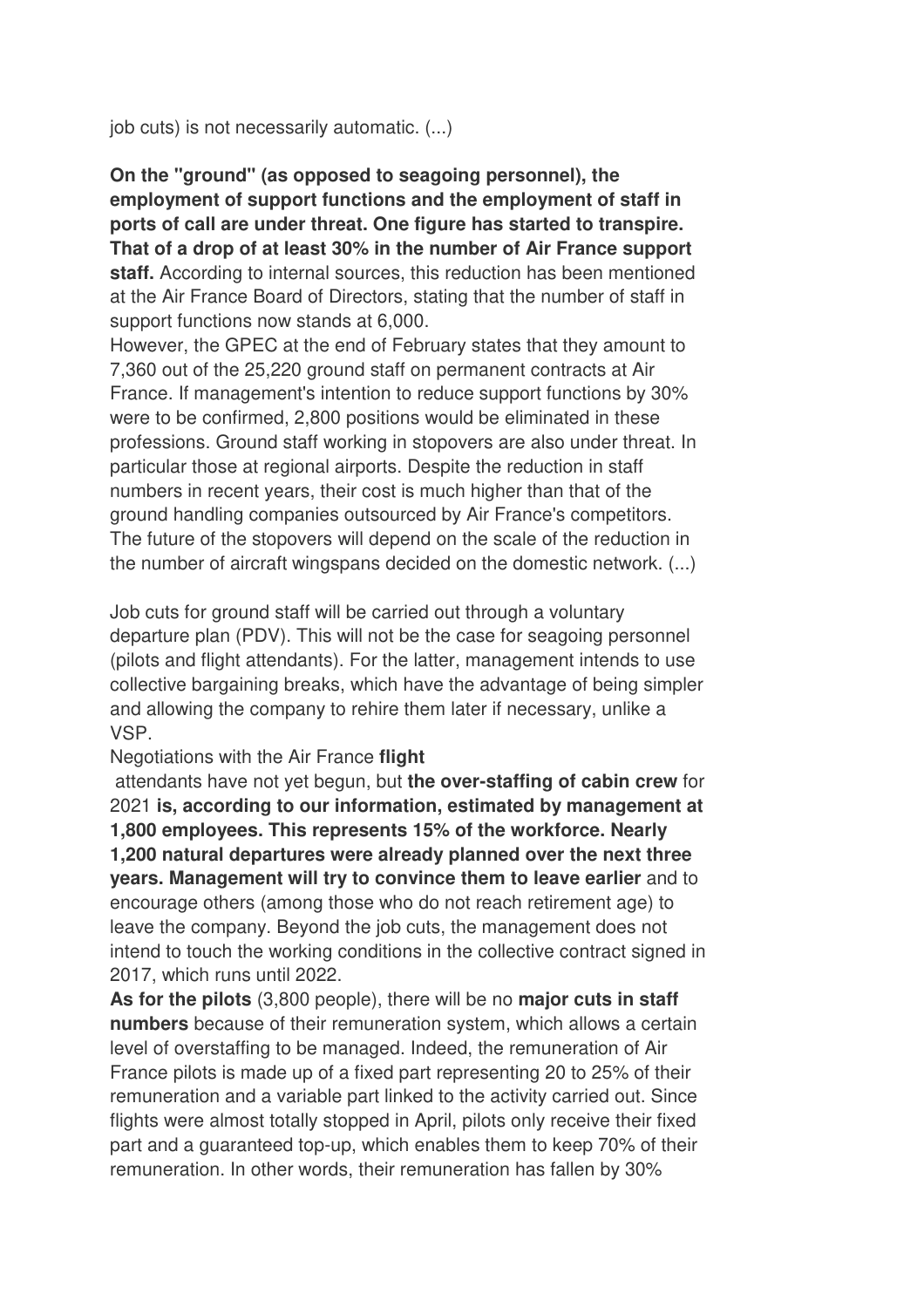job cuts) is not necessarily automatic. (...)

**On the "ground" (as opposed to seagoing personnel), the employment of support functions and the employment of staff in ports of call are under threat. One figure has started to transpire. That of a drop of at least 30% in the number of Air France support staff.** According to internal sources, this reduction has been mentioned at the Air France Board of Directors, stating that the number of staff in support functions now stands at 6,000.
However, the GPEC at the end of February states that they amount to 7,360 out of the 25,220 ground staff on permanent contracts at Air France. If management's intention to reduce support functions by 30% were to be confirmed, 2,800 positions would be eliminated in these professions. Ground staff working in stopovers are also under threat. In particular those at regional airports. Despite the reduction in staff numbers in recent years, their cost is much higher than that of the ground handling companies outsourced by Air France's competitors. The future of the stopovers will depend on the scale of the reduction in the number of aircraft wingspans decided on the domestic network. (...)

Job cuts for ground staff will be carried out through a voluntary departure plan (PDV). This will not be the case for seagoing personnel (pilots and flight attendants). For the latter, management intends to use collective bargaining breaks, which have the advantage of being simpler and allowing the company to rehire them later if necessary, unlike a VSP.
Negotiations with the Air France **flight**
attendants have not yet begun, but **the over-staffing of cabin crew** for 2021 **is, according to our information, estimated by management at 1,800 employees. This represents 15% of the workforce. Nearly 1,200 natural departures were already planned over the next three years. Management will try to convince them to leave earlier** and to encourage others (among those who do not reach retirement age) to leave the company. Beyond the job cuts, the management does not intend to touch the working conditions in the collective contract signed in 2017, which runs until 2022.
**As for the pilots** (3,800 people), there will be no **major cuts in staff numbers** because of their remuneration system, which allows a certain level of overstaffing to be managed. Indeed, the remuneration of Air France pilots is made up of a fixed part representing 20 to 25% of their remuneration and a variable part linked to the activity carried out. Since flights were almost totally stopped in April, pilots only receive their fixed part and a guaranteed top-up, which enables them to keep 70% of their remuneration. In other words, their remuneration has fallen by 30%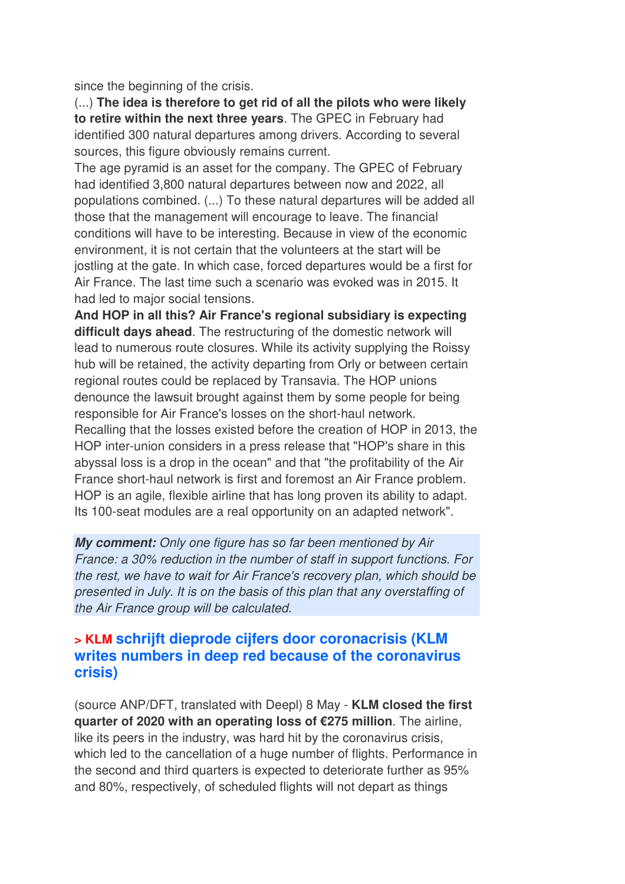since the beginning of the crisis.

(...) **The idea is therefore to get rid of all the pilots who were likely to retire within the next three years**. The GPEC in February had identified 300 natural departures among drivers. According to several sources, this figure obviously remains current.

The age pyramid is an asset for the company. The GPEC of February had identified 3,800 natural departures between now and 2022, all populations combined. (...) To these natural departures will be added all those that the management will encourage to leave. The financial conditions will have to be interesting. Because in view of the economic environment, it is not certain that the volunteers at the start will be jostling at the gate. In which case, forced departures would be a first for Air France. The last time such a scenario was evoked was in 2015. It had led to major social tensions.

**And HOP in all this? Air France's regional subsidiary is expecting difficult days ahead**. The restructuring of the domestic network will lead to numerous route closures. While its activity supplying the Roissy hub will be retained, the activity departing from Orly or between certain regional routes could be replaced by Transavia. The HOP unions denounce the lawsuit brought against them by some people for being responsible for Air France's losses on the short-haul network. Recalling that the losses existed before the creation of HOP in 2013, the HOP inter-union considers in a press release that "HOP's share in this abyssal loss is a drop in the ocean" and that "the profitability of the Air France short-haul network is first and foremost an Air France problem. HOP is an agile, flexible airline that has long proven its ability to adapt. Its 100-seat modules are a real opportunity on an adapted network".

***My comment:*** *Only one figure has so far been mentioned by Air France: a 30% reduction in the number of staff in support functions. For the rest, we have to wait for Air France's recovery plan, which should be presented in July. It is on the basis of this plan that any overstaffing of the Air France group will be calculated.*

### > KLM schrijft dieprode cijfers door coronacrisis (KLM writes numbers in deep red because of the coronavirus crisis)

(source ANP/DFT, translated with Deepl) 8 May - **KLM closed the first quarter of 2020 with an operating loss of €275 million**. The airline, like its peers in the industry, was hard hit by the coronavirus crisis, which led to the cancellation of a huge number of flights. Performance in the second and third quarters is expected to deteriorate further as 95% and 80%, respectively, of scheduled flights will not depart as things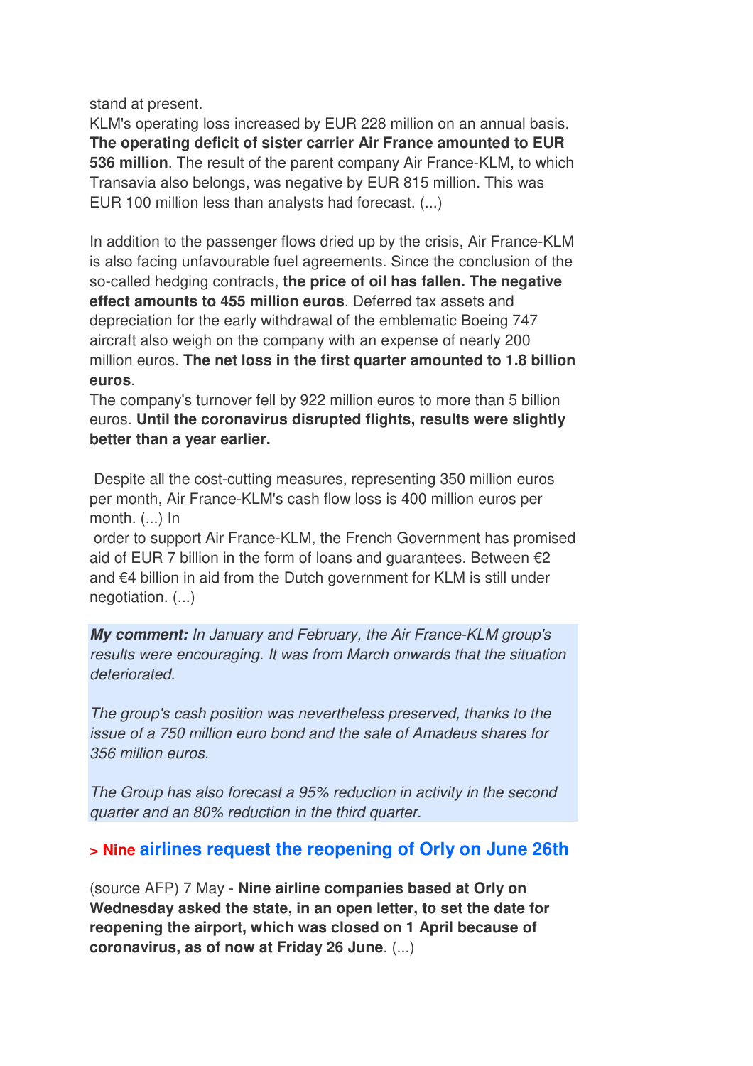stand at present.
KLM's operating loss increased by EUR 228 million on an annual basis. **The operating deficit of sister carrier Air France amounted to EUR 536 million**. The result of the parent company Air France-KLM, to which Transavia also belongs, was negative by EUR 815 million. This was EUR 100 million less than analysts had forecast. (...)

In addition to the passenger flows dried up by the crisis, Air France-KLM is also facing unfavourable fuel agreements. Since the conclusion of the so-called hedging contracts, **the price of oil has fallen. The negative effect amounts to 455 million euros**. Deferred tax assets and depreciation for the early withdrawal of the emblematic Boeing 747 aircraft also weigh on the company with an expense of nearly 200 million euros. **The net loss in the first quarter amounted to 1.8 billion euros**.
The company's turnover fell by 922 million euros to more than 5 billion euros. **Until the coronavirus disrupted flights, results were slightly better than a year earlier.**

Despite all the cost-cutting measures, representing 350 million euros per month, Air France-KLM's cash flow loss is 400 million euros per month. (...) In order to support Air France-KLM, the French Government has promised aid of EUR 7 billion in the form of loans and guarantees. Between €2 and €4 billion in aid from the Dutch government for KLM is still under negotiation. (...)

***My comment:*** *In January and February, the Air France-KLM group's results were encouraging. It was from March onwards that the situation deteriorated.*

*The group's cash position was nevertheless preserved, thanks to the issue of a 750 million euro bond and the sale of Amadeus shares for 356 million euros.*

*The Group has also forecast a 95% reduction in activity in the second quarter and an 80% reduction in the third quarter.*

## > Nine airlines request the reopening of Orly on June 26th

(source AFP) 7 May - **Nine airline companies based at Orly on Wednesday asked the state, in an open letter, to set the date for reopening the airport, which was closed on 1 April because of coronavirus, as of now at Friday 26 June**. (...)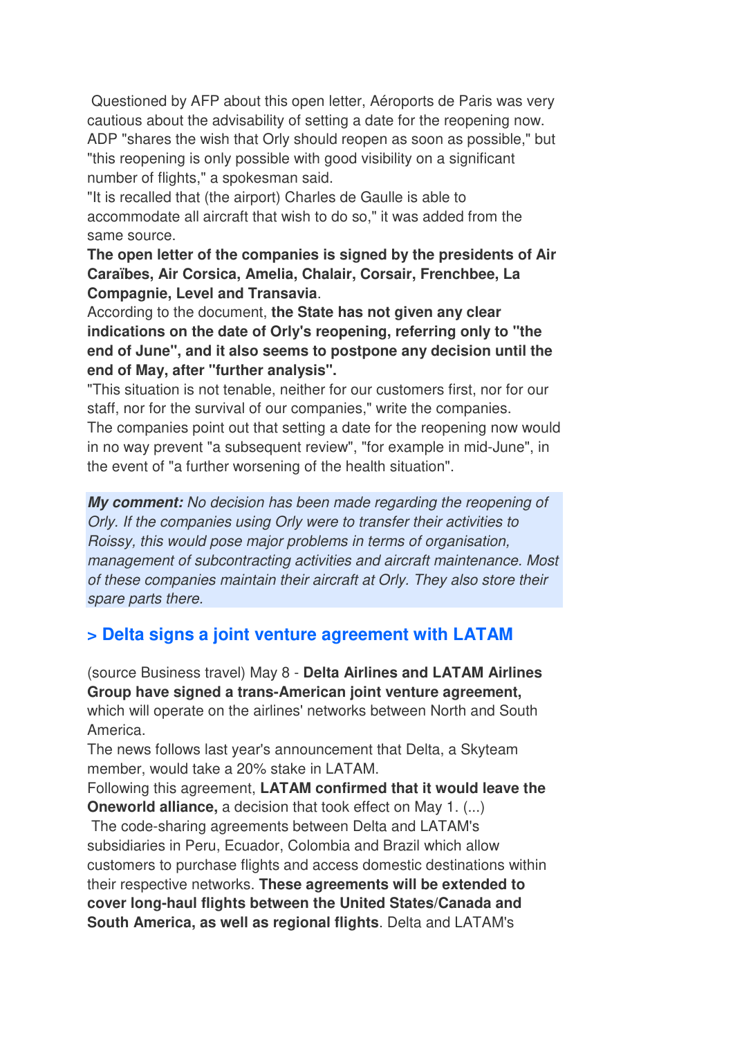Questioned by AFP about this open letter, Aéroports de Paris was very cautious about the advisability of setting a date for the reopening now. ADP "shares the wish that Orly should reopen as soon as possible," but "this reopening is only possible with good visibility on a significant number of flights," a spokesman said.
"It is recalled that (the airport) Charles de Gaulle is able to accommodate all aircraft that wish to do so," it was added from the same source.
**The open letter of the companies is signed by the presidents of Air Caraïbes, Air Corsica, Amelia, Chalair, Corsair, Frenchbee, La Compagnie, Level and Transavia**.
According to the document, **the State has not given any clear indications on the date of Orly's reopening, referring only to "the end of June", and it also seems to postpone any decision until the end of May, after "further analysis".**
"This situation is not tenable, neither for our customers first, nor for our staff, nor for the survival of our companies," write the companies.
The companies point out that setting a date for the reopening now would in no way prevent "a subsequent review", "for example in mid-June", in the event of "a further worsening of the health situation".

***My comment:*** *No decision has been made regarding the reopening of Orly. If the companies using Orly were to transfer their activities to Roissy, this would pose major problems in terms of organisation, management of subcontracting activities and aircraft maintenance. Most of these companies maintain their aircraft at Orly. They also store their spare parts there.*

## > Delta signs a joint venture agreement with LATAM

(source Business travel) May 8 - **Delta Airlines and LATAM Airlines Group have signed a trans-American joint venture agreement,** which will operate on the airlines' networks between North and South America.
The news follows last year's announcement that Delta, a Skyteam member, would take a 20% stake in LATAM.
Following this agreement, **LATAM confirmed that it would leave the Oneworld alliance,** a decision that took effect on May 1. (...)
The code-sharing agreements between Delta and LATAM's subsidiaries in Peru, Ecuador, Colombia and Brazil which allow customers to purchase flights and access domestic destinations within their respective networks. **These agreements will be extended to cover long-haul flights between the United States/Canada and South America, as well as regional flights**. Delta and LATAM's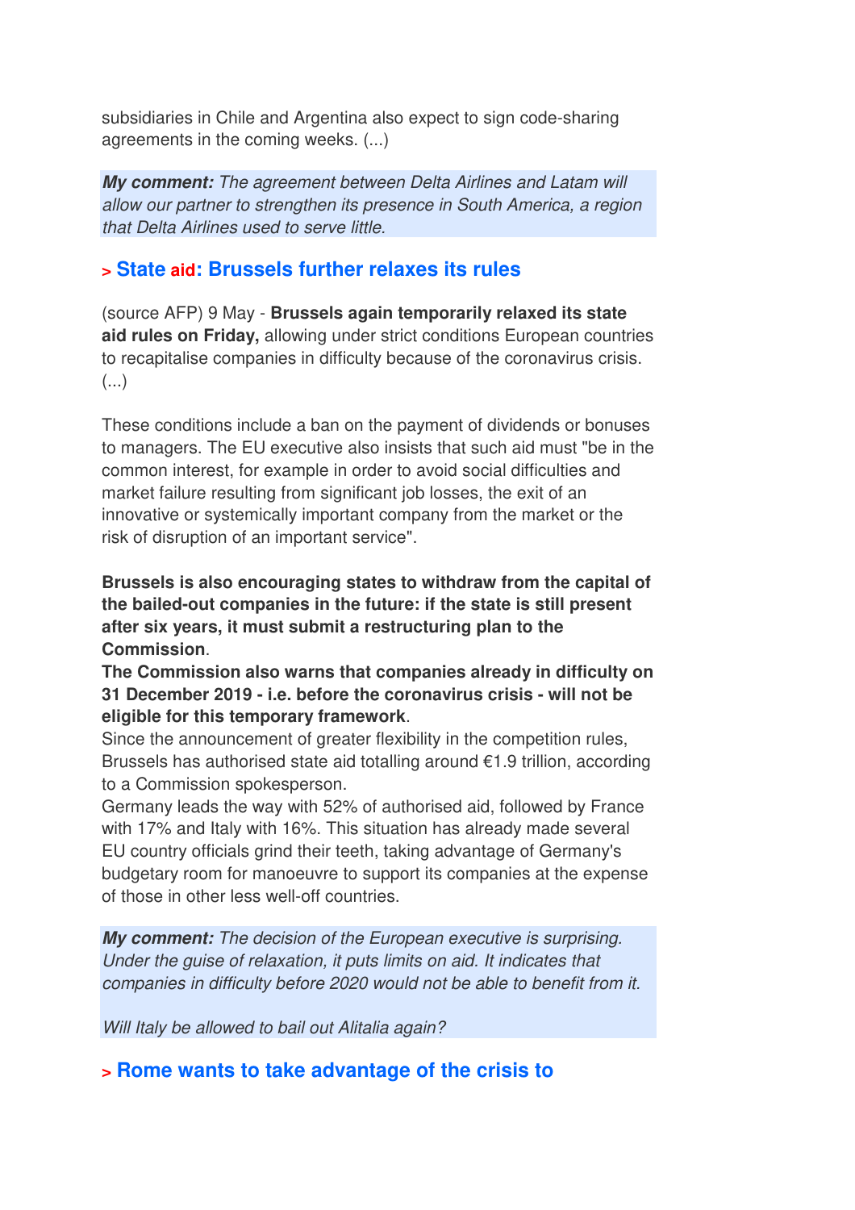subsidiaries in Chile and Argentina also expect to sign code-sharing agreements in the coming weeks. (...)

***My comment:*** *The agreement between Delta Airlines and Latam will allow our partner to strengthen its presence in South America, a region that Delta Airlines used to serve little.*

## > State aid: Brussels further relaxes its rules

(source AFP) 9 May - **Brussels again temporarily relaxed its state aid rules on Friday,** allowing under strict conditions European countries to recapitalise companies in difficulty because of the coronavirus crisis. (...)

These conditions include a ban on the payment of dividends or bonuses to managers. The EU executive also insists that such aid must "be in the common interest, for example in order to avoid social difficulties and market failure resulting from significant job losses, the exit of an innovative or systemically important company from the market or the risk of disruption of an important service".

**Brussels is also encouraging states to withdraw from the capital of the bailed-out companies in the future: if the state is still present after six years, it must submit a restructuring plan to the Commission**.
**The Commission also warns that companies already in difficulty on 31 December 2019 - i.e. before the coronavirus crisis - will not be eligible for this temporary framework**.
Since the announcement of greater flexibility in the competition rules, Brussels has authorised state aid totalling around €1.9 trillion, according to a Commission spokesperson.
Germany leads the way with 52% of authorised aid, followed by France with 17% and Italy with 16%. This situation has already made several EU country officials grind their teeth, taking advantage of Germany's budgetary room for manoeuvre to support its companies at the expense of those in other less well-off countries.

***My comment:*** *The decision of the European executive is surprising. Under the guise of relaxation, it puts limits on aid. It indicates that companies in difficulty before 2020 would not be able to benefit from it.*

*Will Italy be allowed to bail out Alitalia again?*

## > Rome wants to take advantage of the crisis to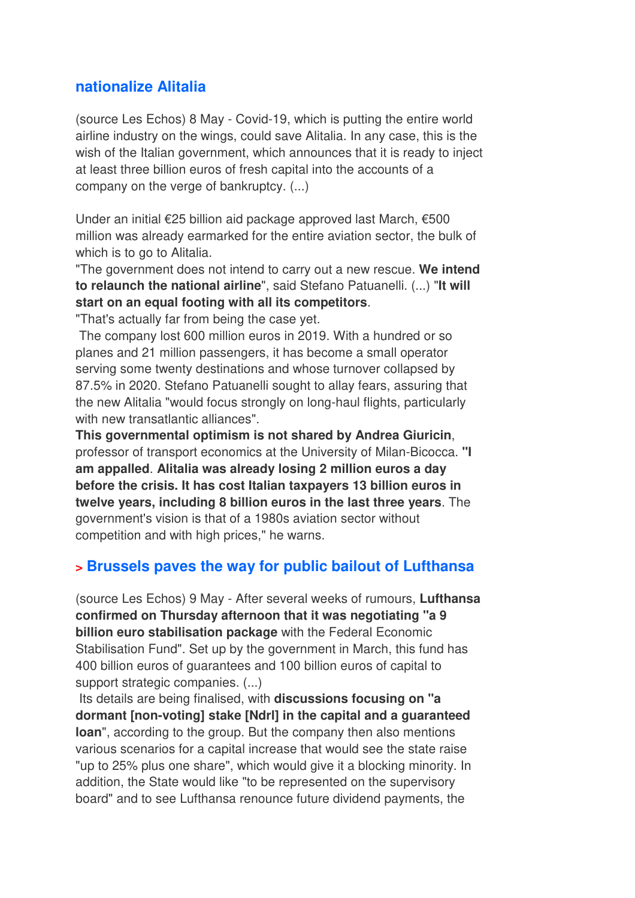## nationalize Alitalia

(source Les Echos) 8 May - Covid-19, which is putting the entire world airline industry on the wings, could save Alitalia. In any case, this is the wish of the Italian government, which announces that it is ready to inject at least three billion euros of fresh capital into the accounts of a company on the verge of bankruptcy. (...)

Under an initial €25 billion aid package approved last March, €500 million was already earmarked for the entire aviation sector, the bulk of which is to go to Alitalia.

"The government does not intend to carry out a new rescue. **We intend to relaunch the national airline**", said Stefano Patuanelli. (...) "**It will start on an equal footing with all its competitors**.

"That's actually far from being the case yet.

The company lost 600 million euros in 2019. With a hundred or so planes and 21 million passengers, it has become a small operator serving some twenty destinations and whose turnover collapsed by 87.5% in 2020. Stefano Patuanelli sought to allay fears, assuring that the new Alitalia "would focus strongly on long-haul flights, particularly with new transatlantic alliances".

**This governmental optimism is not shared by Andrea Giuricin**, professor of transport economics at the University of Milan-Bicocca. **"I am appalled**. **Alitalia was already losing 2 million euros a day before the crisis. It has cost Italian taxpayers 13 billion euros in twelve years, including 8 billion euros in the last three years**. The government's vision is that of a 1980s aviation sector without competition and with high prices," he warns.

## > Brussels paves the way for public bailout of Lufthansa

(source Les Echos) 9 May - After several weeks of rumours, **Lufthansa confirmed on Thursday afternoon that it was negotiating "a 9 billion euro stabilisation package** with the Federal Economic Stabilisation Fund". Set up by the government in March, this fund has 400 billion euros of guarantees and 100 billion euros of capital to support strategic companies. (...)

Its details are being finalised, with **discussions focusing on "a dormant [non-voting] stake [Ndrl] in the capital and a guaranteed loan**", according to the group. But the company then also mentions various scenarios for a capital increase that would see the state raise "up to 25% plus one share", which would give it a blocking minority. In addition, the State would like "to be represented on the supervisory board" and to see Lufthansa renounce future dividend payments, the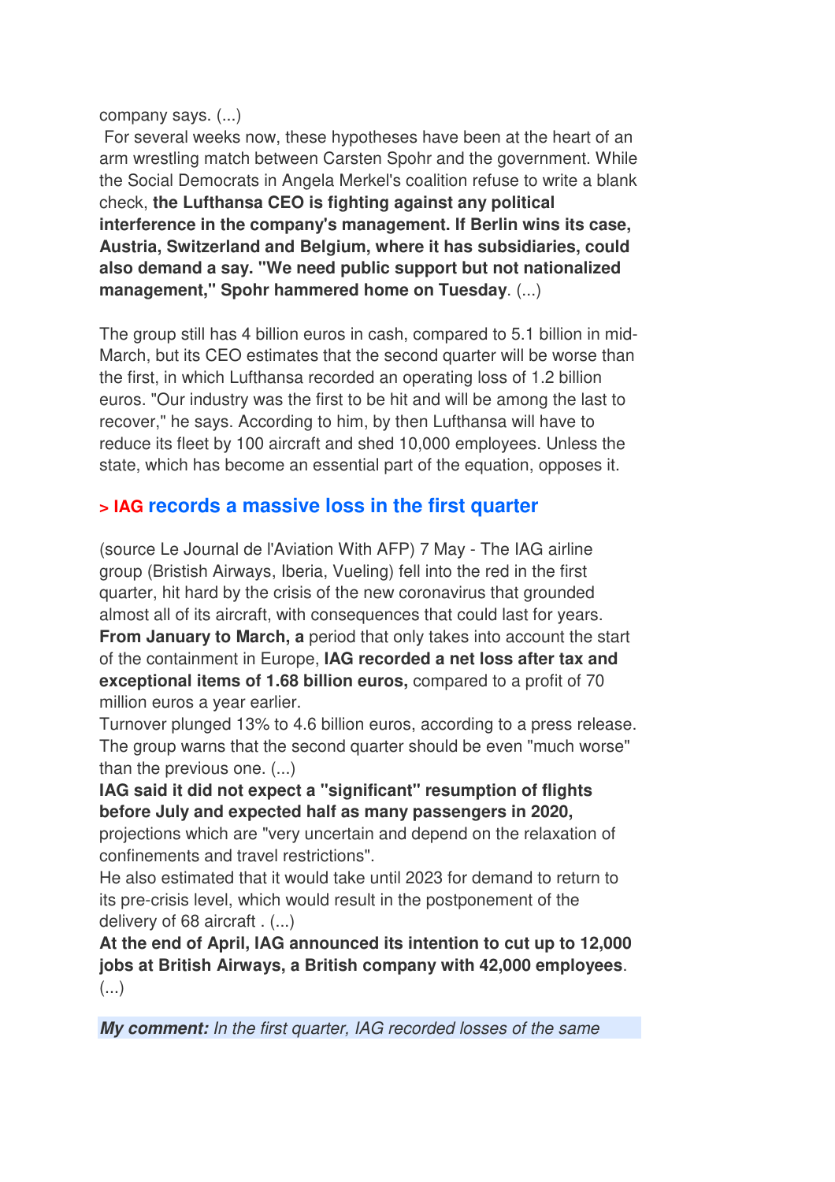company says. (...)

For several weeks now, these hypotheses have been at the heart of an arm wrestling match between Carsten Spohr and the government. While the Social Democrats in Angela Merkel's coalition refuse to write a blank check, **the Lufthansa CEO is fighting against any political interference in the company's management. If Berlin wins its case, Austria, Switzerland and Belgium, where it has subsidiaries, could also demand a say. "We need public support but not nationalized management," Spohr hammered home on Tuesday**. (...)

The group still has 4 billion euros in cash, compared to 5.1 billion in mid-March, but its CEO estimates that the second quarter will be worse than the first, in which Lufthansa recorded an operating loss of 1.2 billion euros. "Our industry was the first to be hit and will be among the last to recover," he says. According to him, by then Lufthansa will have to reduce its fleet by 100 aircraft and shed 10,000 employees. Unless the state, which has become an essential part of the equation, opposes it.

## > IAG records a massive loss in the first quarter

(source Le Journal de l'Aviation With AFP) 7 May - The IAG airline group (Bristish Airways, Iberia, Vueling) fell into the red in the first quarter, hit hard by the crisis of the new coronavirus that grounded almost all of its aircraft, with consequences that could last for years.
**From January to March, a** period that only takes into account the start of the containment in Europe, **IAG recorded a net loss after tax and exceptional items of 1.68 billion euros,** compared to a profit of 70 million euros a year earlier.
Turnover plunged 13% to 4.6 billion euros, according to a press release. The group warns that the second quarter should be even "much worse" than the previous one. (...)
**IAG said it did not expect a "significant" resumption of flights before July and expected half as many passengers in 2020,** projections which are "very uncertain and depend on the relaxation of confinements and travel restrictions".
He also estimated that it would take until 2023 for demand to return to its pre-crisis level, which would result in the postponement of the delivery of 68 aircraft . (...)
**At the end of April, IAG announced its intention to cut up to 12,000 jobs at British Airways, a British company with 42,000 employees**. (...)

***My comment:*** *In the first quarter, IAG recorded losses of the same*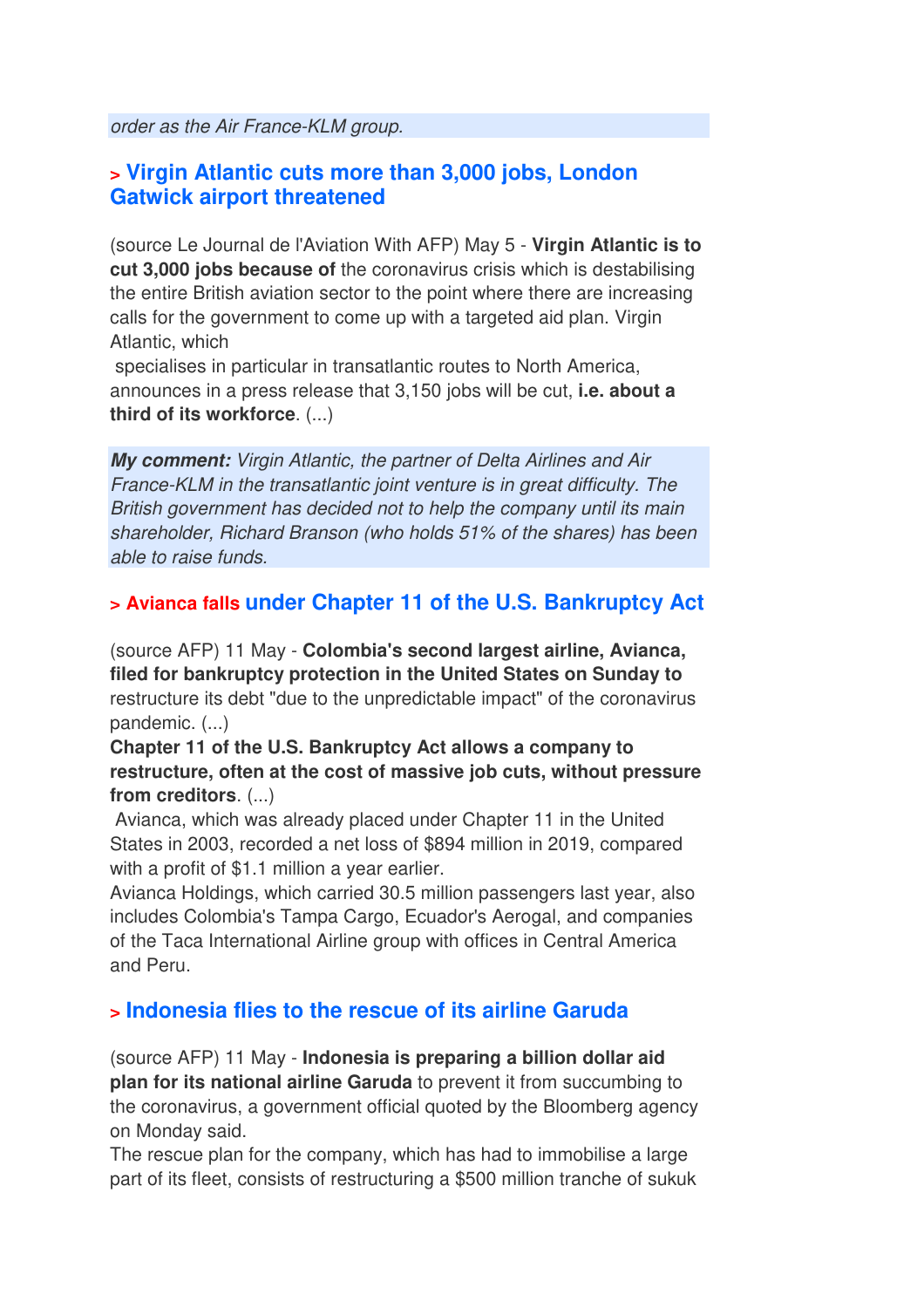*order as the Air France-KLM group.*

## > Virgin Atlantic cuts more than 3,000 jobs, London Gatwick airport threatened

(source Le Journal de l'Aviation With AFP) May 5 - **Virgin Atlantic is to cut 3,000 jobs because of** the coronavirus crisis which is destabilising the entire British aviation sector to the point where there are increasing calls for the government to come up with a targeted aid plan. Virgin Atlantic, which specialises in particular in transatlantic routes to North America, announces in a press release that 3,150 jobs will be cut, **i.e. about a third of its workforce**. (...)

***My comment:*** *Virgin Atlantic, the partner of Delta Airlines and Air France-KLM in the transatlantic joint venture is in great difficulty. The British government has decided not to help the company until its main shareholder, Richard Branson (who holds 51% of the shares) has been able to raise funds.*

## > Avianca falls under Chapter 11 of the U.S. Bankruptcy Act

(source AFP) 11 May - **Colombia's second largest airline, Avianca, filed for bankruptcy protection in the United States on Sunday to** restructure its debt "due to the unpredictable impact" of the coronavirus pandemic. (...)

**Chapter 11 of the U.S. Bankruptcy Act allows a company to restructure, often at the cost of massive job cuts, without pressure from creditors**. (...)

Avianca, which was already placed under Chapter 11 in the United States in 2003, recorded a net loss of $894 million in 2019, compared with a profit of $1.1 million a year earlier.

Avianca Holdings, which carried 30.5 million passengers last year, also includes Colombia's Tampa Cargo, Ecuador's Aerogal, and companies of the Taca International Airline group with offices in Central America and Peru.

## > Indonesia flies to the rescue of its airline Garuda

(source AFP) 11 May - **Indonesia is preparing a billion dollar aid plan for its national airline Garuda** to prevent it from succumbing to the coronavirus, a government official quoted by the Bloomberg agency on Monday said.

The rescue plan for the company, which has had to immobilise a large part of its fleet, consists of restructuring a $500 million tranche of sukuk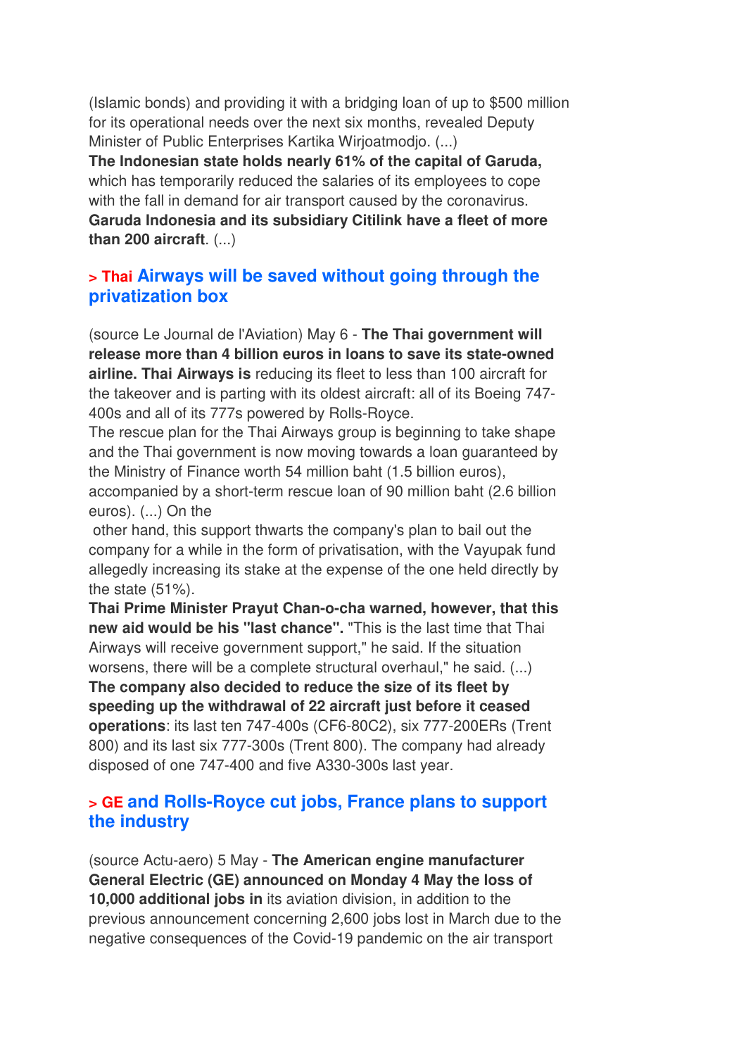(Islamic bonds) and providing it with a bridging loan of up to $500 million for its operational needs over the next six months, revealed Deputy Minister of Public Enterprises Kartika Wirjoatmodjo. (...)
**The Indonesian state holds nearly 61% of the capital of Garuda,** which has temporarily reduced the salaries of its employees to cope with the fall in demand for air transport caused by the coronavirus. **Garuda Indonesia and its subsidiary Citilink have a fleet of more than 200 aircraft**. (...)

## > Thai Airways will be saved without going through the privatization box

(source Le Journal de l'Aviation) May 6 - **The Thai government will release more than 4 billion euros in loans to save its state-owned airline. Thai Airways is** reducing its fleet to less than 100 aircraft for the takeover and is parting with its oldest aircraft: all of its Boeing 747-400s and all of its 777s powered by Rolls-Royce.
The rescue plan for the Thai Airways group is beginning to take shape and the Thai government is now moving towards a loan guaranteed by the Ministry of Finance worth 54 million baht (1.5 billion euros), accompanied by a short-term rescue loan of 90 million baht (2.6 billion euros). (...) On the other hand, this support thwarts the company's plan to bail out the company for a while in the form of privatisation, with the Vayupak fund allegedly increasing its stake at the expense of the one held directly by the state (51%).
**Thai Prime Minister Prayut Chan-o-cha warned, however, that this new aid would be his "last chance".** "This is the last time that Thai Airways will receive government support," he said. If the situation worsens, there will be a complete structural overhaul," he said. (...)
**The company also decided to reduce the size of its fleet by speeding up the withdrawal of 22 aircraft just before it ceased operations**: its last ten 747-400s (CF6-80C2), six 777-200ERs (Trent 800) and its last six 777-300s (Trent 800). The company had already disposed of one 747-400 and five A330-300s last year.

## > GE and Rolls-Royce cut jobs, France plans to support the industry

(source Actu-aero) 5 May - **The American engine manufacturer General Electric (GE) announced on Monday 4 May the loss of 10,000 additional jobs in** its aviation division, in addition to the previous announcement concerning 2,600 jobs lost in March due to the negative consequences of the Covid-19 pandemic on the air transport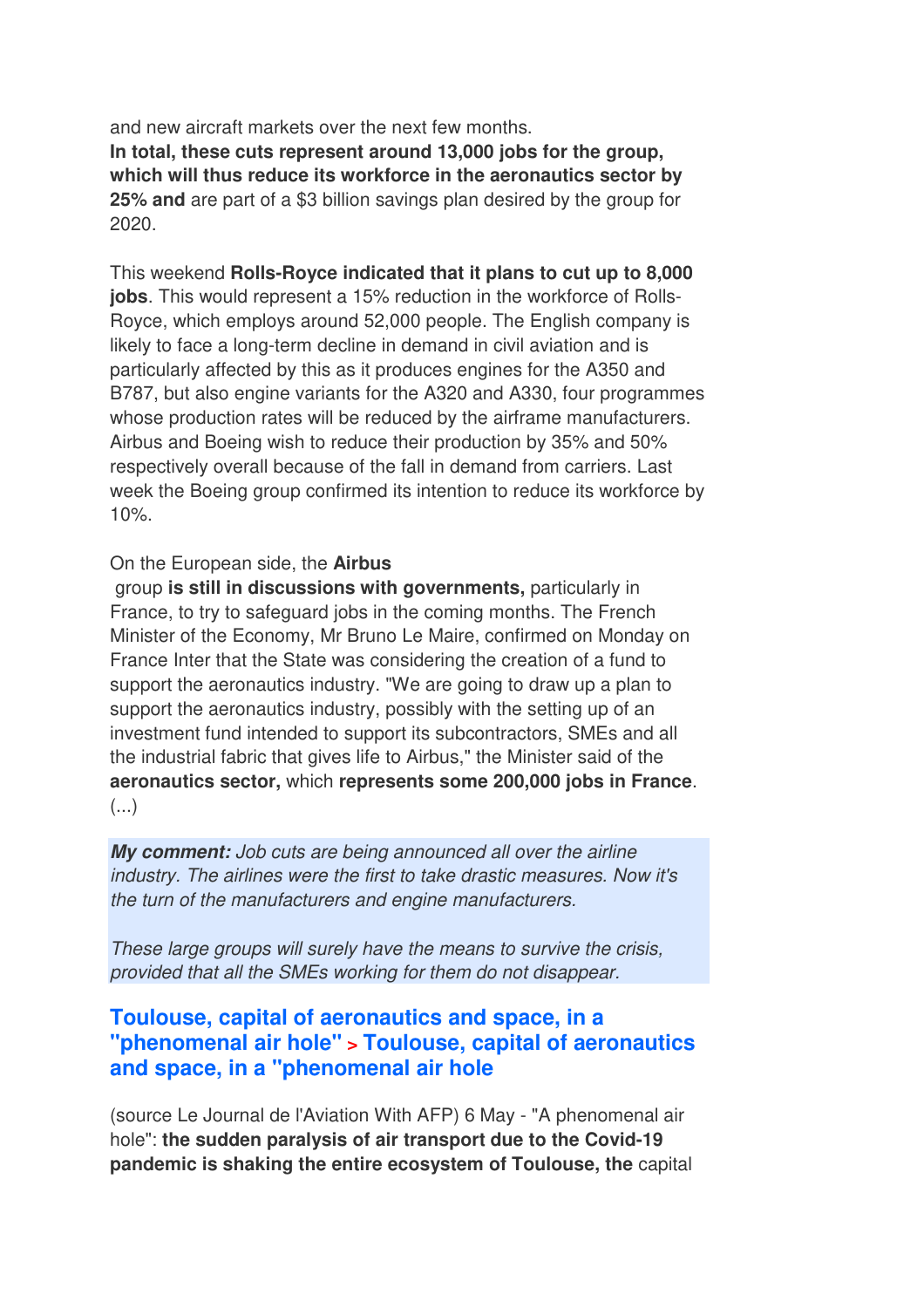and new aircraft markets over the next few months.
**In total, these cuts represent around 13,000 jobs for the group, which will thus reduce its workforce in the aeronautics sector by 25% and** are part of a $3 billion savings plan desired by the group for 2020.

This weekend **Rolls-Royce indicated that it plans to cut up to 8,000 jobs**. This would represent a 15% reduction in the workforce of Rolls-Royce, which employs around 52,000 people. The English company is likely to face a long-term decline in demand in civil aviation and is particularly affected by this as it produces engines for the A350 and B787, but also engine variants for the A320 and A330, four programmes whose production rates will be reduced by the airframe manufacturers. Airbus and Boeing wish to reduce their production by 35% and 50% respectively overall because of the fall in demand from carriers. Last week the Boeing group confirmed its intention to reduce its workforce by 10%.

On the European side, the **Airbus** group **is still in discussions with governments,** particularly in France, to try to safeguard jobs in the coming months. The French Minister of the Economy, Mr Bruno Le Maire, confirmed on Monday on France Inter that the State was considering the creation of a fund to support the aeronautics industry. "We are going to draw up a plan to support the aeronautics industry, possibly with the setting up of an investment fund intended to support its subcontractors, SMEs and all the industrial fabric that gives life to Airbus," the Minister said of the **aeronautics sector,** which **represents some 200,000 jobs in France**. (...)

***My comment:*** *Job cuts are being announced all over the airline industry. The airlines were the first to take drastic measures. Now it's the turn of the manufacturers and engine manufacturers.*

*These large groups will surely have the means to survive the crisis, provided that all the SMEs working for them do not disappear.*

## Toulouse, capital of aeronautics and space, in a "phenomenal air hole" > Toulouse, capital of aeronautics and space, in a "phenomenal air hole

(source Le Journal de l'Aviation With AFP) 6 May - "A phenomenal air hole": **the sudden paralysis of air transport due to the Covid-19 pandemic is shaking the entire ecosystem of Toulouse, the** capital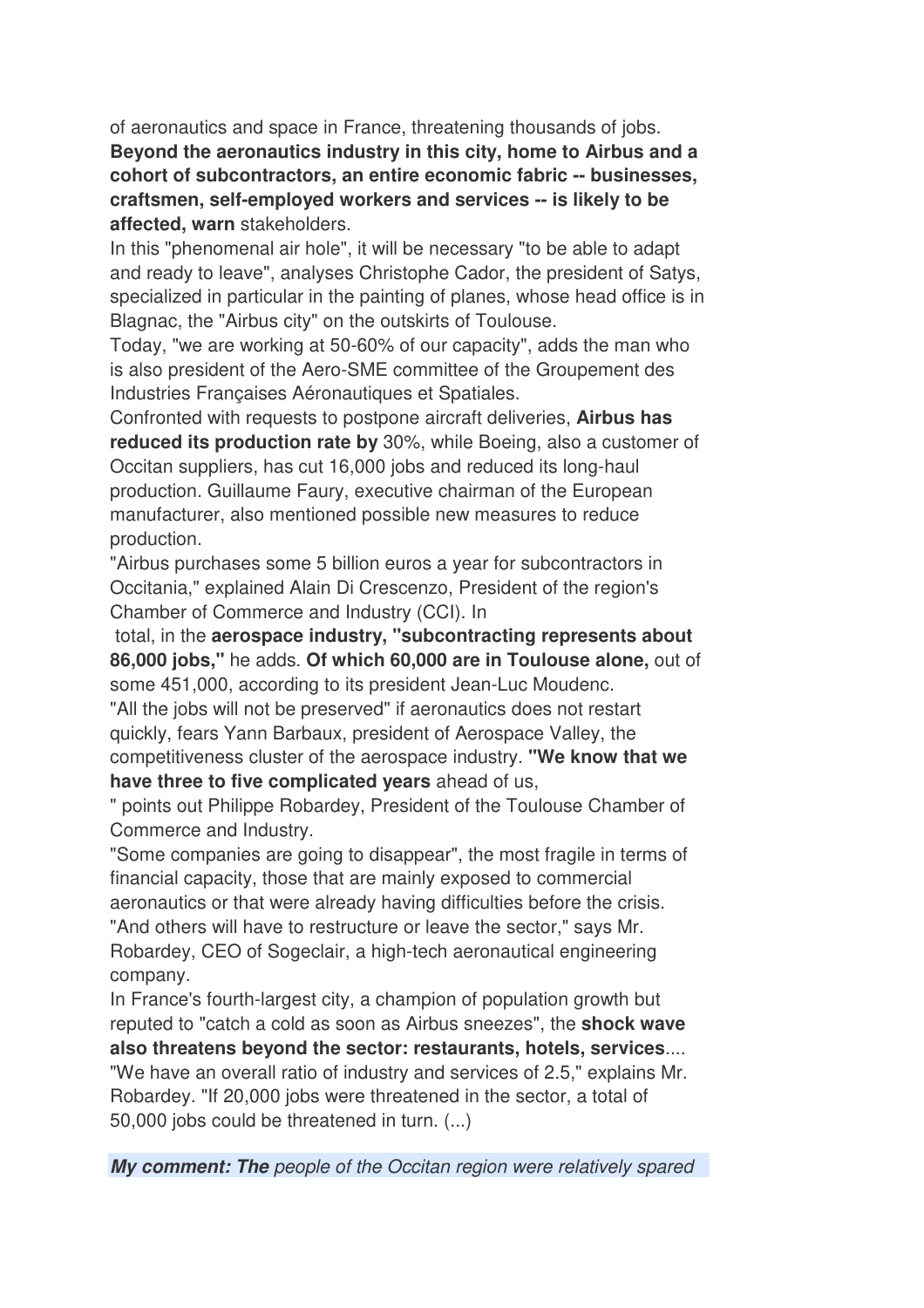of aeronautics and space in France, threatening thousands of jobs. **Beyond the aeronautics industry in this city, home to Airbus and a cohort of subcontractors, an entire economic fabric -- businesses, craftsmen, self-employed workers and services -- is likely to be affected, warn** stakeholders.

In this "phenomenal air hole", it will be necessary "to be able to adapt and ready to leave", analyses Christophe Cador, the president of Satys, specialized in particular in the painting of planes, whose head office is in Blagnac, the "Airbus city" on the outskirts of Toulouse.

Today, "we are working at 50-60% of our capacity", adds the man who is also president of the Aero-SME committee of the Groupement des Industries Françaises Aéronautiques et Spatiales.

Confronted with requests to postpone aircraft deliveries, **Airbus has reduced its production rate by** 30%, while Boeing, also a customer of Occitan suppliers, has cut 16,000 jobs and reduced its long-haul production. Guillaume Faury, executive chairman of the European manufacturer, also mentioned possible new measures to reduce production.

"Airbus purchases some 5 billion euros a year for subcontractors in Occitania," explained Alain Di Crescenzo, President of the region's Chamber of Commerce and Industry (CCI). In total, in the **aerospace industry, "subcontracting represents about 86,000 jobs,"** he adds. **Of which 60,000 are in Toulouse alone,** out of some 451,000, according to its president Jean-Luc Moudenc.

"All the jobs will not be preserved" if aeronautics does not restart quickly, fears Yann Barbaux, president of Aerospace Valley, the competitiveness cluster of the aerospace industry. **"We know that we have three to five complicated years** ahead of us, " points out Philippe Robardey, President of the Toulouse Chamber of Commerce and Industry.

"Some companies are going to disappear", the most fragile in terms of financial capacity, those that are mainly exposed to commercial aeronautics or that were already having difficulties before the crisis. "And others will have to restructure or leave the sector," says Mr. Robardey, CEO of Sogeclair, a high-tech aeronautical engineering company.

In France's fourth-largest city, a champion of population growth but reputed to "catch a cold as soon as Airbus sneezes", the **shock wave also threatens beyond the sector: restaurants, hotels, services**.... "We have an overall ratio of industry and services of 2.5," explains Mr. Robardey. "If 20,000 jobs were threatened in the sector, a total of 50,000 jobs could be threatened in turn. (...)

***My comment: The*** *people of the Occitan region were relatively spared*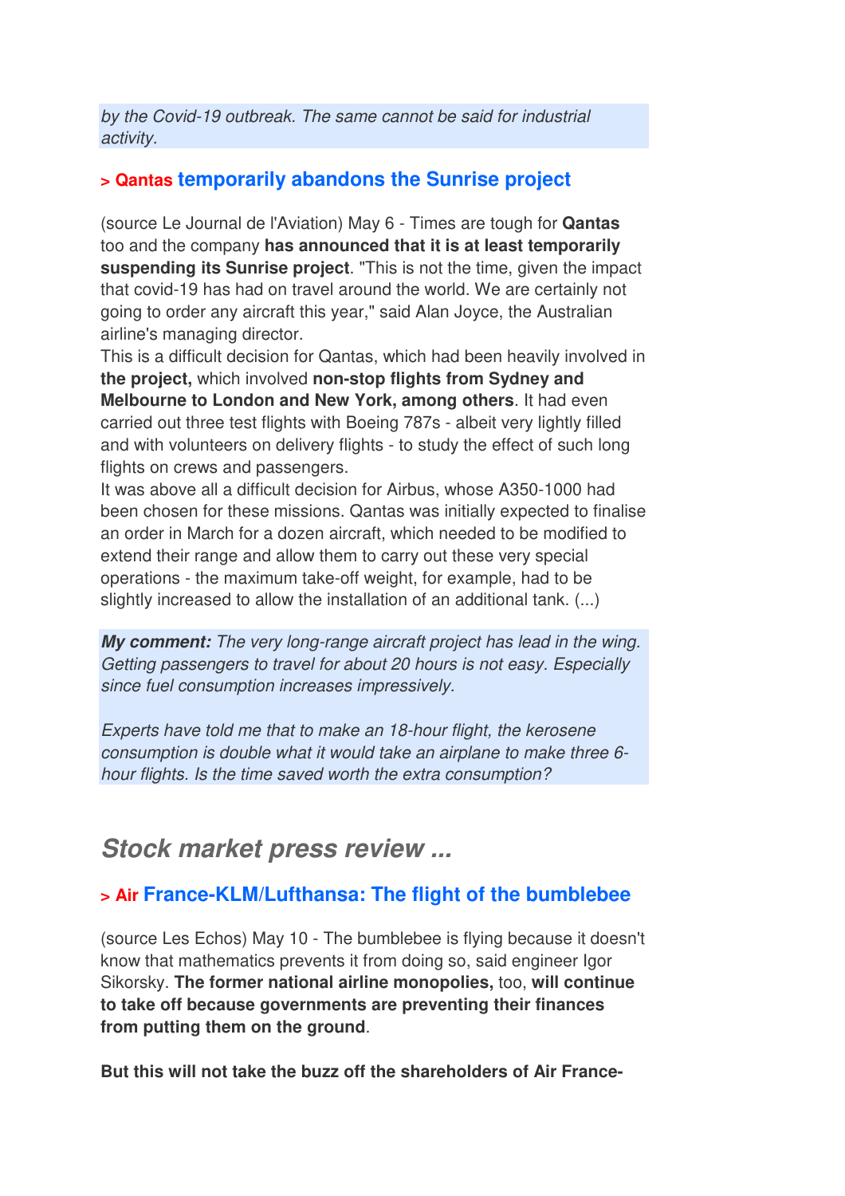*by the Covid-19 outbreak. The same cannot be said for industrial activity.*

### > Qantas temporarily abandons the Sunrise project

(source Le Journal de l'Aviation) May 6 - Times are tough for **Qantas** too and the company **has announced that it is at least temporarily suspending its Sunrise project**. "This is not the time, given the impact that covid-19 has had on travel around the world. We are certainly not going to order any aircraft this year," said Alan Joyce, the Australian airline's managing director.
This is a difficult decision for Qantas, which had been heavily involved in **the project,** which involved **non-stop flights from Sydney and Melbourne to London and New York, among others**. It had even carried out three test flights with Boeing 787s - albeit very lightly filled and with volunteers on delivery flights - to study the effect of such long flights on crews and passengers.
It was above all a difficult decision for Airbus, whose A350-1000 had been chosen for these missions. Qantas was initially expected to finalise an order in March for a dozen aircraft, which needed to be modified to extend their range and allow them to carry out these very special operations - the maximum take-off weight, for example, had to be slightly increased to allow the installation of an additional tank. (...)

***My comment:*** *The very long-range aircraft project has lead in the wing. Getting passengers to travel for about 20 hours is not easy. Especially since fuel consumption increases impressively.*

*Experts have told me that to make an 18-hour flight, the kerosene consumption is double what it would take an airplane to make three 6-hour flights. Is the time saved worth the extra consumption?*

## *Stock market press review ...*

### > Air France-KLM/Lufthansa: The flight of the bumblebee

(source Les Echos) May 10 - The bumblebee is flying because it doesn't know that mathematics prevents it from doing so, said engineer Igor Sikorsky. **The former national airline monopolies,** too, **will continue to take off because governments are preventing their finances from putting them on the ground**.

**But this will not take the buzz off the shareholders of Air France-**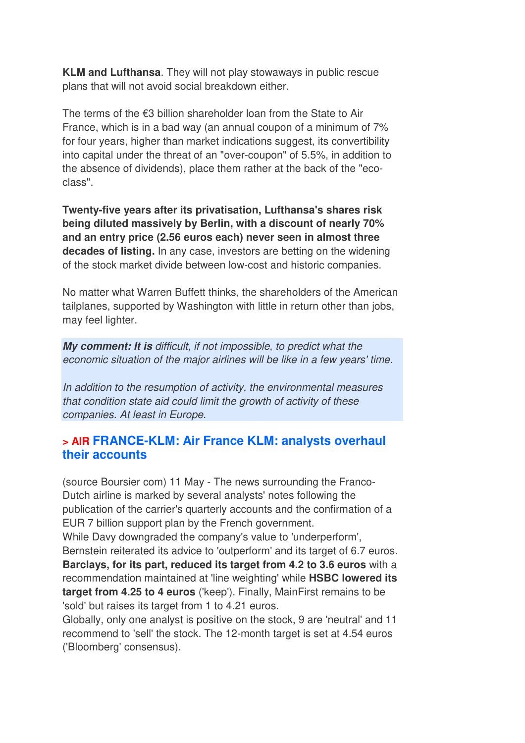**KLM and Lufthansa**. They will not play stowaways in public rescue plans that will not avoid social breakdown either.

The terms of the €3 billion shareholder loan from the State to Air France, which is in a bad way (an annual coupon of a minimum of 7% for four years, higher than market indications suggest, its convertibility into capital under the threat of an "over-coupon" of 5.5%, in addition to the absence of dividends), place them rather at the back of the "eco-class".

**Twenty-five years after its privatisation, Lufthansa's shares risk being diluted massively by Berlin, with a discount of nearly 70% and an entry price (2.56 euros each) never seen in almost three decades of listing.** In any case, investors are betting on the widening of the stock market divide between low-cost and historic companies.

No matter what Warren Buffett thinks, the shareholders of the American tailplanes, supported by Washington with little in return other than jobs, may feel lighter.

***My comment: It is*** *difficult, if not impossible, to predict what the economic situation of the major airlines will be like in a few years' time.*

*In addition to the resumption of activity, the environmental measures that condition state aid could limit the growth of activity of these companies. At least in Europe.*

## > AIR FRANCE-KLM: Air France KLM: analysts overhaul their accounts

(source Boursier com) 11 May - The news surrounding the Franco-Dutch airline is marked by several analysts' notes following the publication of the carrier's quarterly accounts and the confirmation of a EUR 7 billion support plan by the French government.
While Davy downgraded the company's value to 'underperform', Bernstein reiterated its advice to 'outperform' and its target of 6.7 euros. **Barclays, for its part, reduced its target from 4.2 to 3.6 euros** with a recommendation maintained at 'line weighting' while **HSBC lowered its target from 4.25 to 4 euros** ('keep'). Finally, MainFirst remains to be 'sold' but raises its target from 1 to 4.21 euros.
Globally, only one analyst is positive on the stock, 9 are 'neutral' and 11 recommend to 'sell' the stock. The 12-month target is set at 4.54 euros ('Bloomberg' consensus).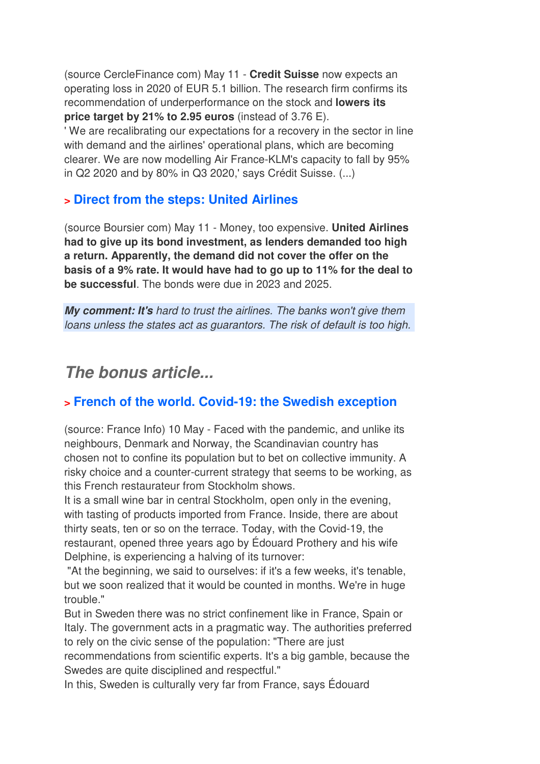(source CercleFinance com) May 11 - **Credit Suisse** now expects an operating loss in 2020 of EUR 5.1 billion. The research firm confirms its recommendation of underperformance on the stock and **lowers its price target by 21% to 2.95 euros** (instead of 3.76 E).
' We are recalibrating our expectations for a recovery in the sector in line with demand and the airlines' operational plans, which are becoming clearer. We are now modelling Air France-KLM's capacity to fall by 95% in Q2 2020 and by 80% in Q3 2020,' says Crédit Suisse. (...)

### > Direct from the steps: United Airlines

(source Boursier com) May 11 - Money, too expensive. **United Airlines had to give up its bond investment, as lenders demanded too high a return. Apparently, the demand did not cover the offer on the basis of a 9% rate. It would have had to go up to 11% for the deal to be successful**. The bonds were due in 2023 and 2025.

***My comment: It's*** *hard to trust the airlines. The banks won't give them loans unless the states act as guarantors. The risk of default is too high.*

## *The bonus article...*

### > French of the world. Covid-19: the Swedish exception

(source: France Info) 10 May - Faced with the pandemic, and unlike its neighbours, Denmark and Norway, the Scandinavian country has chosen not to confine its population but to bet on collective immunity. A risky choice and a counter-current strategy that seems to be working, as this French restaurateur from Stockholm shows.
It is a small wine bar in central Stockholm, open only in the evening, with tasting of products imported from France. Inside, there are about thirty seats, ten or so on the terrace. Today, with the Covid-19, the restaurant, opened three years ago by Édouard Prothery and his wife Delphine, is experiencing a halving of its turnover:
"At the beginning, we said to ourselves: if it's a few weeks, it's tenable, but we soon realized that it would be counted in months. We're in huge trouble."
But in Sweden there was no strict confinement like in France, Spain or Italy. The government acts in a pragmatic way. The authorities preferred to rely on the civic sense of the population: "There are just recommendations from scientific experts. It's a big gamble, because the Swedes are quite disciplined and respectful."
In this, Sweden is culturally very far from France, says Édouard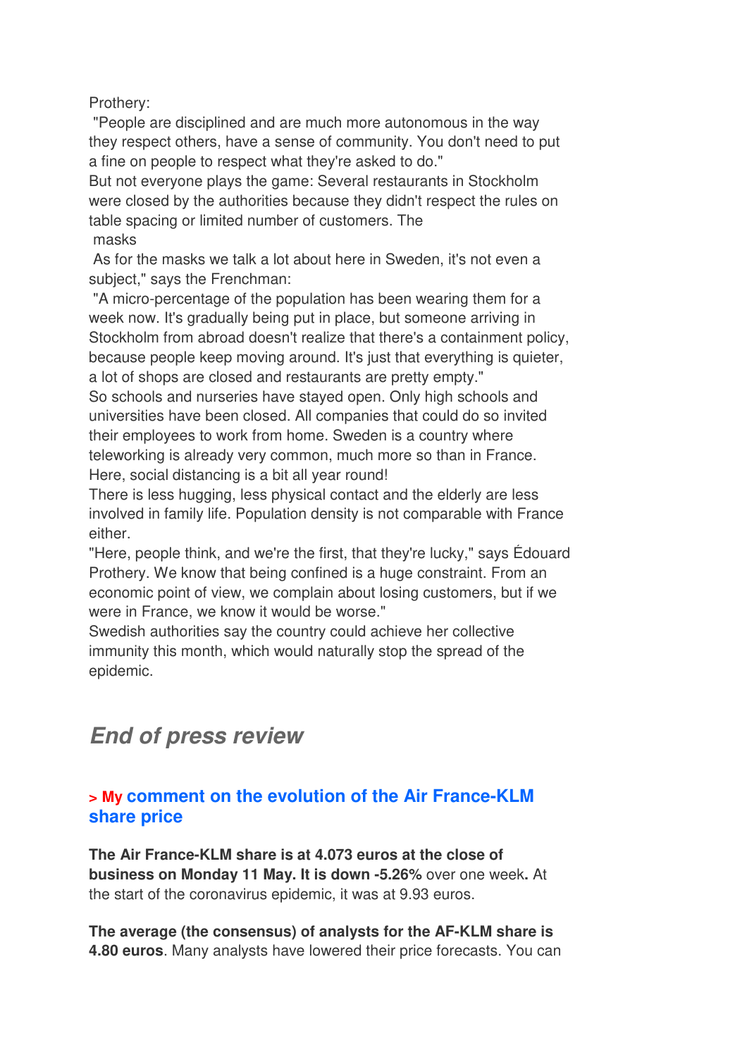Prothery:

"People are disciplined and are much more autonomous in the way they respect others, have a sense of community. You don't need to put a fine on people to respect what they're asked to do."

But not everyone plays the game: Several restaurants in Stockholm were closed by the authorities because they didn't respect the rules on table spacing or limited number of customers. The

masks

As for the masks we talk a lot about here in Sweden, it's not even a subject," says the Frenchman:

"A micro-percentage of the population has been wearing them for a week now. It's gradually being put in place, but someone arriving in Stockholm from abroad doesn't realize that there's a containment policy, because people keep moving around. It's just that everything is quieter, a lot of shops are closed and restaurants are pretty empty."

So schools and nurseries have stayed open. Only high schools and universities have been closed. All companies that could do so invited their employees to work from home. Sweden is a country where teleworking is already very common, much more so than in France. Here, social distancing is a bit all year round!

There is less hugging, less physical contact and the elderly are less involved in family life. Population density is not comparable with France either.

"Here, people think, and we're the first, that they're lucky," says Édouard Prothery. We know that being confined is a huge constraint. From an economic point of view, we complain about losing customers, but if we were in France, we know it would be worse."

Swedish authorities say the country could achieve her collective immunity this month, which would naturally stop the spread of the epidemic.

## *End of press review*

### > My comment on the evolution of the Air France-KLM share price

**The Air France-KLM share is at 4.073 euros at the close of business on Monday 11 May. It is down -5.26%** over one week**.** At the start of the coronavirus epidemic, it was at 9.93 euros.

**The average (the consensus) of analysts for the AF-KLM share is 4.80 euros**. Many analysts have lowered their price forecasts. You can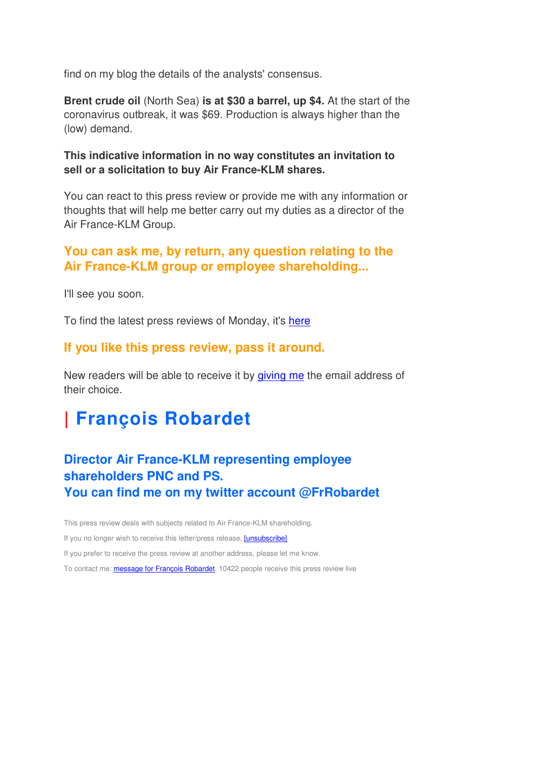find on my blog the details of the analysts' consensus.

**Brent crude oil** (North Sea) **is at $30 a barrel, up $4.** At the start of the coronavirus outbreak, it was $69. Production is always higher than the (low) demand.

**This indicative information in no way constitutes an invitation to sell or a solicitation to buy Air France-KLM shares.**

You can react to this press review or provide me with any information or thoughts that will help me better carry out my duties as a director of the Air France-KLM Group.

### You can ask me, by return, any question relating to the Air France-KLM group or employee shareholding...

I'll see you soon.

To find the latest press reviews of Monday, it's [here]

### If you like this press review, pass it around.

New readers will be able to receive it by [giving me] the email address of their choice.

# | François Robardet

### Director Air France-KLM representing employee shareholders PNC and PS.
### You can find me on my twitter account @FrRobardet

This press review deals with subjects related to Air France-KLM shareholding.

If you no longer wish to receive this letter/press release, [unsubscribe]

If you prefer to receive the press review at another address, please let me know.

To contact me: [message for François Robardet]. 10422 people receive this press review live